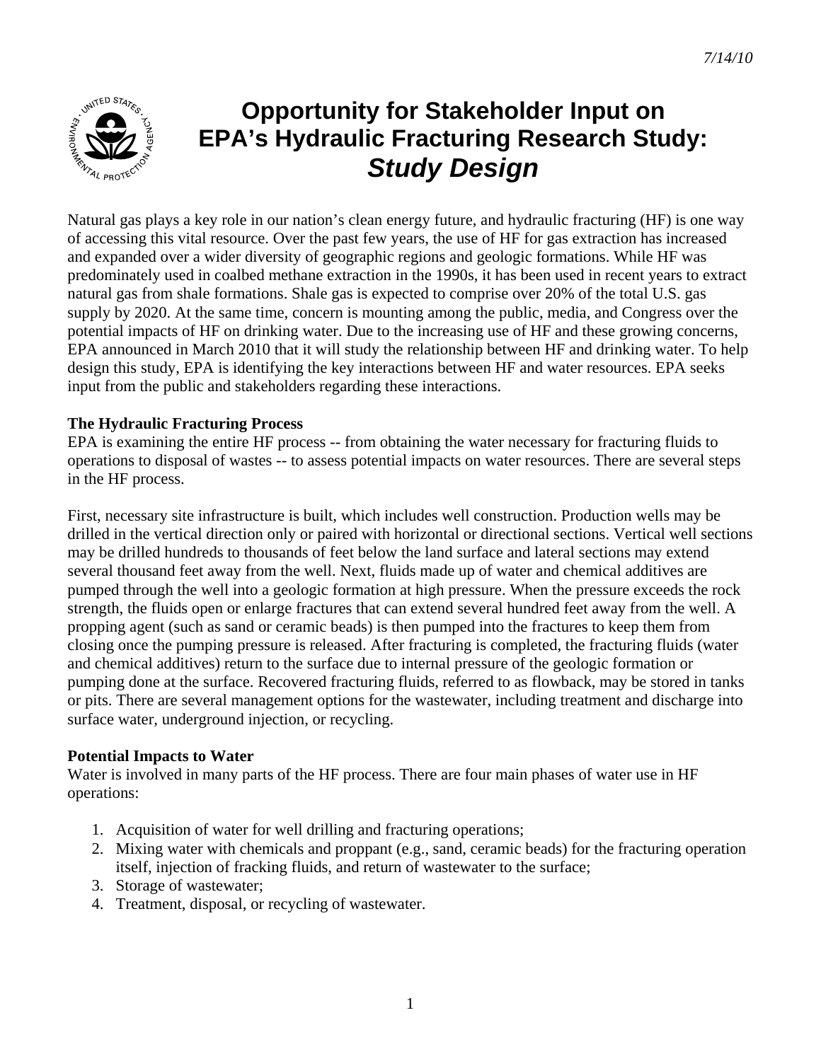7/14/10

# Opportunity for Stakeholder Input on EPA's Hydraulic Fracturing Research Study: *Study Design*

Natural gas plays a key role in our nation's clean energy future, and hydraulic fracturing (HF) is one way of accessing this vital resource. Over the past few years, the use of HF for gas extraction has increased and expanded over a wider diversity of geographic regions and geologic formations. While HF was predominately used in coalbed methane extraction in the 1990s, it has been used in recent years to extract natural gas from shale formations. Shale gas is expected to comprise over 20% of the total U.S. gas supply by 2020. At the same time, concern is mounting among the public, media, and Congress over the potential impacts of HF on drinking water. Due to the increasing use of HF and these growing concerns, EPA announced in March 2010 that it will study the relationship between HF and drinking water. To help design this study, EPA is identifying the key interactions between HF and water resources. EPA seeks input from the public and stakeholders regarding these interactions.

**The Hydraulic Fracturing Process**

EPA is examining the entire HF process -- from obtaining the water necessary for fracturing fluids to operations to disposal of wastes -- to assess potential impacts on water resources. There are several steps in the HF process.

First, necessary site infrastructure is built, which includes well construction. Production wells may be drilled in the vertical direction only or paired with horizontal or directional sections. Vertical well sections may be drilled hundreds to thousands of feet below the land surface and lateral sections may extend several thousand feet away from the well. Next, fluids made up of water and chemical additives are pumped through the well into a geologic formation at high pressure. When the pressure exceeds the rock strength, the fluids open or enlarge fractures that can extend several hundred feet away from the well. A propping agent (such as sand or ceramic beads) is then pumped into the fractures to keep them from closing once the pumping pressure is released. After fracturing is completed, the fracturing fluids (water and chemical additives) return to the surface due to internal pressure of the geologic formation or pumping done at the surface. Recovered fracturing fluids, referred to as flowback, may be stored in tanks or pits. There are several management options for the wastewater, including treatment and discharge into surface water, underground injection, or recycling.

**Potential Impacts to Water**

Water is involved in many parts of the HF process. There are four main phases of water use in HF operations:

1. Acquisition of water for well drilling and fracturing operations;
2. Mixing water with chemicals and proppant (e.g., sand, ceramic beads) for the fracturing operation itself, injection of fracking fluids, and return of wastewater to the surface;
3. Storage of wastewater;
4. Treatment, disposal, or recycling of wastewater.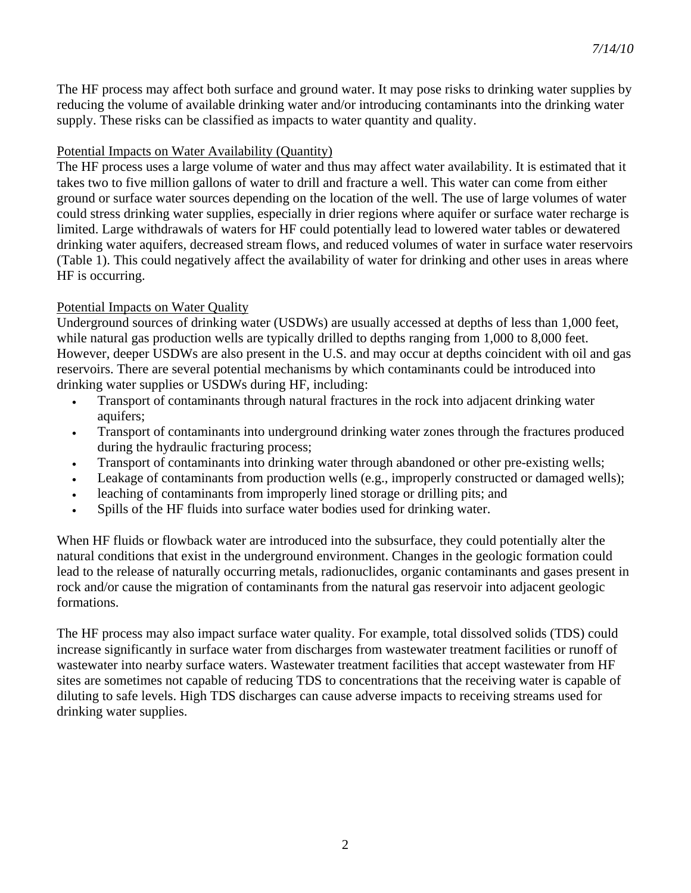The HF process may affect both surface and ground water. It may pose risks to drinking water supplies by reducing the volume of available drinking water and/or introducing contaminants into the drinking water supply. These risks can be classified as impacts to water quantity and quality.

## Potential Impacts on Water Availability (Quantity)

The HF process uses a large volume of water and thus may affect water availability. It is estimated that it takes two to five million gallons of water to drill and fracture a well. This water can come from either ground or surface water sources depending on the location of the well. The use of large volumes of water could stress drinking water supplies, especially in drier regions where aquifer or surface water recharge is limited. Large withdrawals of waters for HF could potentially lead to lowered water tables or dewatered drinking water aquifers, decreased stream flows, and reduced volumes of water in surface water reservoirs (Table 1). This could negatively affect the availability of water for drinking and other uses in areas where HF is occurring.

## Potential Impacts on Water Quality

Underground sources of drinking water (USDWs) are usually accessed at depths of less than 1,000 feet, while natural gas production wells are typically drilled to depths ranging from 1,000 to 8,000 feet. However, deeper USDWs are also present in the U.S. and may occur at depths coincident with oil and gas reservoirs. There are several potential mechanisms by which contaminants could be introduced into drinking water supplies or USDWs during HF, including:

- Transport of contaminants through natural fractures in the rock into adjacent drinking water aquifers;
- Transport of contaminants into underground drinking water zones through the fractures produced during the hydraulic fracturing process;
- Transport of contaminants into drinking water through abandoned or other pre-existing wells;
- Leakage of contaminants from production wells (e.g., improperly constructed or damaged wells);
- leaching of contaminants from improperly lined storage or drilling pits; and
- Spills of the HF fluids into surface water bodies used for drinking water.

When HF fluids or flowback water are introduced into the subsurface, they could potentially alter the natural conditions that exist in the underground environment. Changes in the geologic formation could lead to the release of naturally occurring metals, radionuclides, organic contaminants and gases present in rock and/or cause the migration of contaminants from the natural gas reservoir into adjacent geologic formations.

The HF process may also impact surface water quality. For example, total dissolved solids (TDS) could increase significantly in surface water from discharges from wastewater treatment facilities or runoff of wastewater into nearby surface waters. Wastewater treatment facilities that accept wastewater from HF sites are sometimes not capable of reducing TDS to concentrations that the receiving water is capable of diluting to safe levels. High TDS discharges can cause adverse impacts to receiving streams used for drinking water supplies.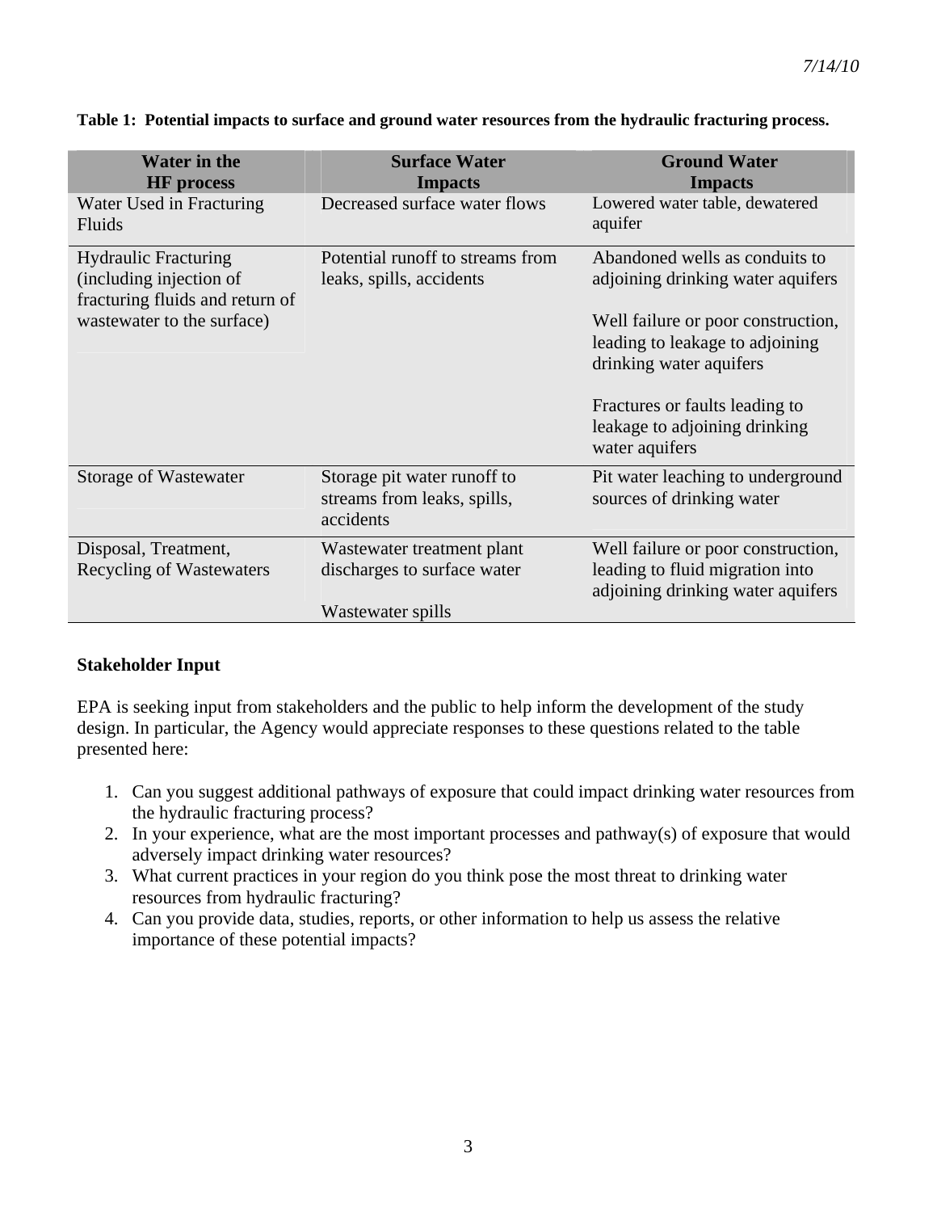**Table 1: Potential impacts to surface and ground water resources from the hydraulic fracturing process.**

| Water in the HF process | Surface Water Impacts | Ground Water Impacts |
|---|---|---|
| Water Used in Fracturing Fluids | Decreased surface water flows | Lowered water table, dewatered aquifer |
| Hydraulic Fracturing (including injection of fracturing fluids and return of wastewater to the surface) | Potential runoff to streams from leaks, spills, accidents | Abandoned wells as conduits to adjoining drinking water aquifers<br><br>Well failure or poor construction, leading to leakage to adjoining drinking water aquifers<br><br>Fractures or faults leading to leakage to adjoining drinking water aquifers |
| Storage of Wastewater | Storage pit water runoff to streams from leaks, spills, accidents | Pit water leaching to underground sources of drinking water |
| Disposal, Treatment, Recycling of Wastewaters | Wastewater treatment plant discharges to surface water<br><br>Wastewater spills | Well failure or poor construction, leading to fluid migration into adjoining drinking water aquifers |

**Stakeholder Input**

EPA is seeking input from stakeholders and the public to help inform the development of the study design. In particular, the Agency would appreciate responses to these questions related to the table presented here:

1. Can you suggest additional pathways of exposure that could impact drinking water resources from the hydraulic fracturing process?
2. In your experience, what are the most important processes and pathway(s) of exposure that would adversely impact drinking water resources?
3. What current practices in your region do you think pose the most threat to drinking water resources from hydraulic fracturing?
4. Can you provide data, studies, reports, or other information to help us assess the relative importance of these potential impacts?